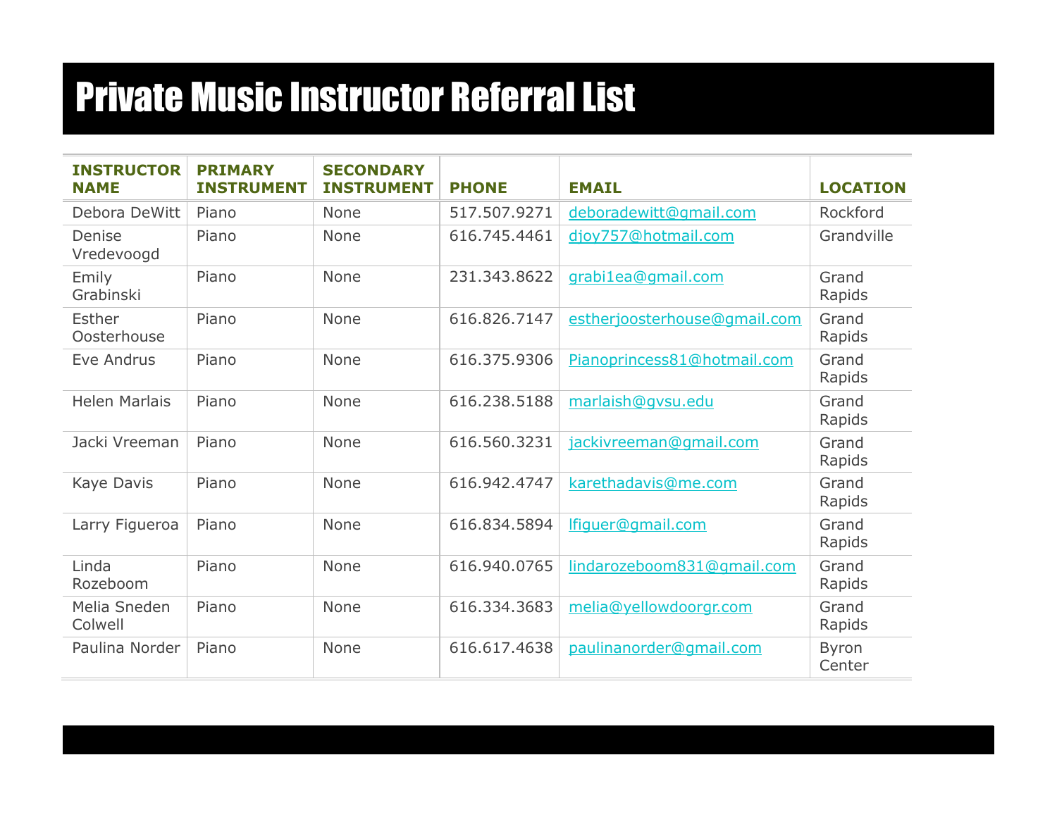# Private Music Instructor Referral List

| INSTRUCTOR NAME | PRIMARY INSTRUMENT | SECONDARY INSTRUMENT | PHONE | EMAIL | LOCATION |
|---|---|---|---|---|---|
| Debora DeWitt | Piano | None | 517.507.9271 | deboradewitt@gmail.com | Rockford |
| Denise Vredevoogd | Piano | None | 616.745.4461 | djoy757@hotmail.com | Grandville |
| Emily Grabinski | Piano | None | 231.343.8622 | grabi1ea@gmail.com | Grand Rapids |
| Esther Oosterhouse | Piano | None | 616.826.7147 | estherjoosterhouse@gmail.com | Grand Rapids |
| Eve Andrus | Piano | None | 616.375.9306 | Pianoprincess81@hotmail.com | Grand Rapids |
| Helen Marlais | Piano | None | 616.238.5188 | marlaish@gvsu.edu | Grand Rapids |
| Jacki Vreeman | Piano | None | 616.560.3231 | jackivreeman@gmail.com | Grand Rapids |
| Kaye Davis | Piano | None | 616.942.4747 | karethadavis@me.com | Grand Rapids |
| Larry Figueroa | Piano | None | 616.834.5894 | lfiguer@gmail.com | Grand Rapids |
| Linda Rozeboom | Piano | None | 616.940.0765 | lindarozeboom831@gmail.com | Grand Rapids |
| Melia Sneden Colwell | Piano | None | 616.334.3683 | melia@yellowdoorgr.com | Grand Rapids |
| Paulina Norder | Piano | None | 616.617.4638 | paulinanorder@gmail.com | Byron Center |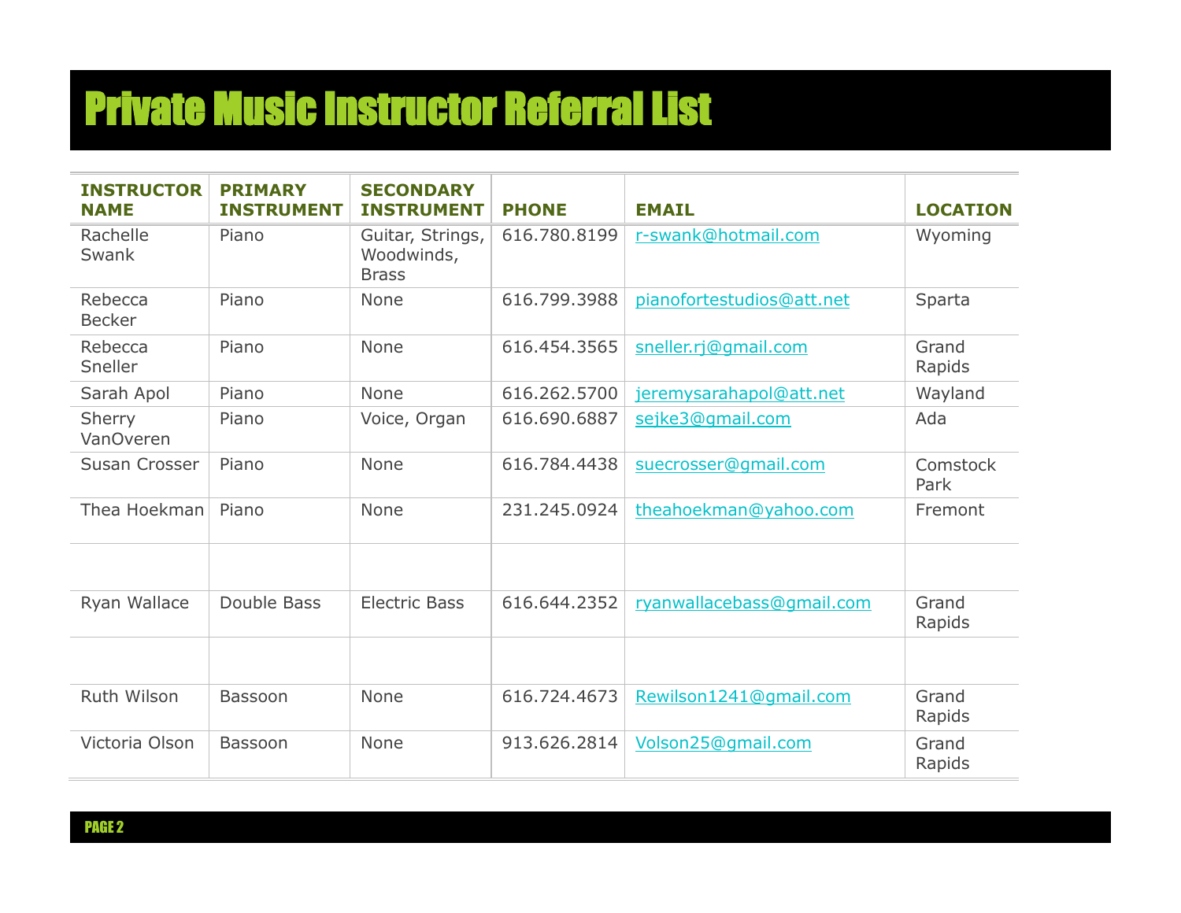# Private Music Instructor Referral List

| INSTRUCTOR NAME | PRIMARY INSTRUMENT | SECONDARY INSTRUMENT | PHONE | EMAIL | LOCATION |
|---|---|---|---|---|---|
| Rachelle Swank | Piano | Guitar, Strings, Woodwinds, Brass | 616.780.8199 | r-swank@hotmail.com | Wyoming |
| Rebecca Becker | Piano | None | 616.799.3988 | pianofortestudios@att.net | Sparta |
| Rebecca Sneller | Piano | None | 616.454.3565 | sneller.rj@gmail.com | Grand Rapids |
| Sarah Apol | Piano | None | 616.262.5700 | jeremysarahapol@att.net | Wayland |
| Sherry VanOveren | Piano | Voice, Organ | 616.690.6887 | sejke3@gmail.com | Ada |
| Susan Crosser | Piano | None | 616.784.4438 | suecrosser@gmail.com | Comstock Park |
| Thea Hoekman | Piano | None | 231.245.0924 | theahoekman@yahoo.com | Fremont |
| | | | | | |
| Ryan Wallace | Double Bass | Electric Bass | 616.644.2352 | ryanwallacebass@gmail.com | Grand Rapids |
| | | | | | |
| Ruth Wilson | Bassoon | None | 616.724.4673 | Rewilson1241@gmail.com | Grand Rapids |
| Victoria Olson | Bassoon | None | 913.626.2814 | Volson25@gmail.com | Grand Rapids |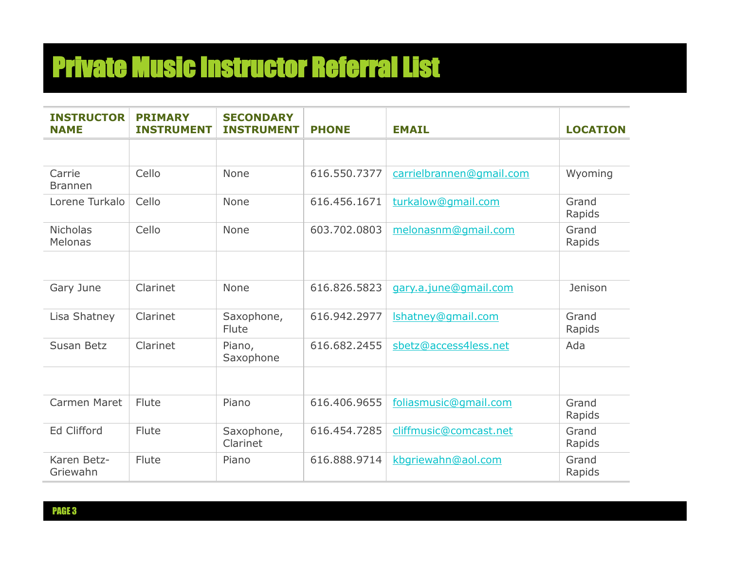# Private Music Instructor Referral List

| INSTRUCTOR NAME | PRIMARY INSTRUMENT | SECONDARY INSTRUMENT | PHONE | EMAIL | LOCATION |
|---|---|---|---|---|---|
| | | | | | |
| Carrie Brannen | Cello | None | 616.550.7377 | carrielbrannen@gmail.com | Wyoming |
| Lorene Turkalo | Cello | None | 616.456.1671 | turkalow@gmail.com | Grand Rapids |
| Nicholas Melonas | Cello | None | 603.702.0803 | melonasnm@gmail.com | Grand Rapids |
| | | | | | |
| Gary June | Clarinet | None | 616.826.5823 | gary.a.june@gmail.com | Jenison |
| Lisa Shatney | Clarinet | Saxophone, Flute | 616.942.2977 | lshatney@gmail.com | Grand Rapids |
| Susan Betz | Clarinet | Piano, Saxophone | 616.682.2455 | sbetz@access4less.net | Ada |
| | | | | | |
| Carmen Maret | Flute | Piano | 616.406.9655 | foliasmusic@gmail.com | Grand Rapids |
| Ed Clifford | Flute | Saxophone, Clarinet | 616.454.7285 | cliffmusic@comcast.net | Grand Rapids |
| Karen Betz-Griewahn | Flute | Piano | 616.888.9714 | kbgriewahn@aol.com | Grand Rapids |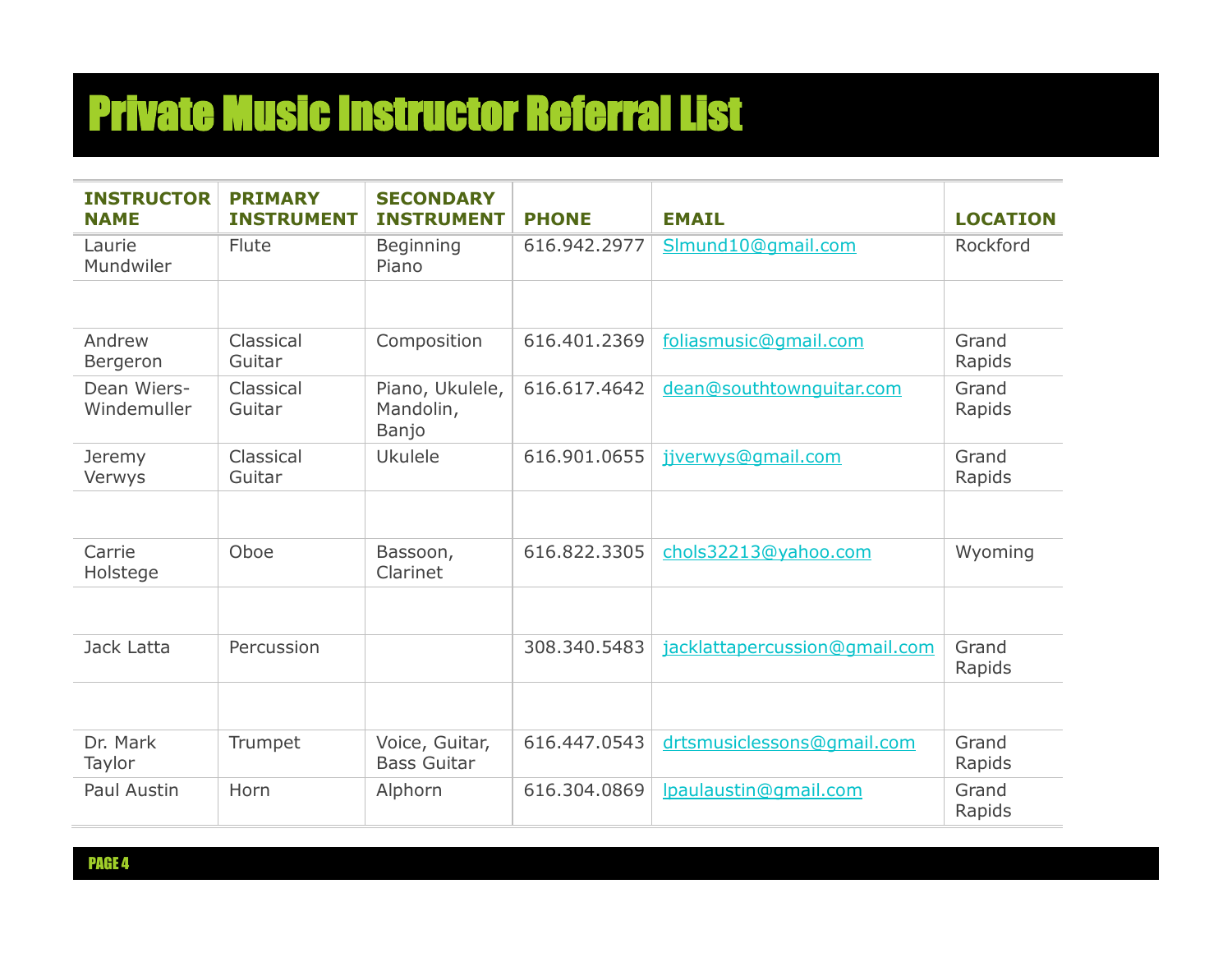# Private Music Instructor Referral List

| INSTRUCTOR NAME | PRIMARY INSTRUMENT | SECONDARY INSTRUMENT | PHONE | EMAIL | LOCATION |
|---|---|---|---|---|---|
| Laurie Mundwiler | Flute | Beginning Piano | 616.942.2977 | Slmund10@gmail.com | Rockford |
| | | | | | |
| Andrew Bergeron | Classical Guitar | Composition | 616.401.2369 | foliasmusic@gmail.com | Grand Rapids |
| Dean Wiers-Windemuller | Classical Guitar | Piano, Ukulele, Mandolin, Banjo | 616.617.4642 | dean@southtownguitar.com | Grand Rapids |
| Jeremy Verwys | Classical Guitar | Ukulele | 616.901.0655 | jjverwys@gmail.com | Grand Rapids |
| | | | | | |
| Carrie Holstege | Oboe | Bassoon, Clarinet | 616.822.3305 | chols32213@yahoo.com | Wyoming |
| | | | | | |
| Jack Latta | Percussion | | 308.340.5483 | jacklattapercussion@gmail.com | Grand Rapids |
| | | | | | |
| Dr. Mark Taylor | Trumpet | Voice, Guitar, Bass Guitar | 616.447.0543 | drtsmusiclessons@gmail.com | Grand Rapids |
| Paul Austin | Horn | Alphorn | 616.304.0869 | lpaulaustin@gmail.com | Grand Rapids |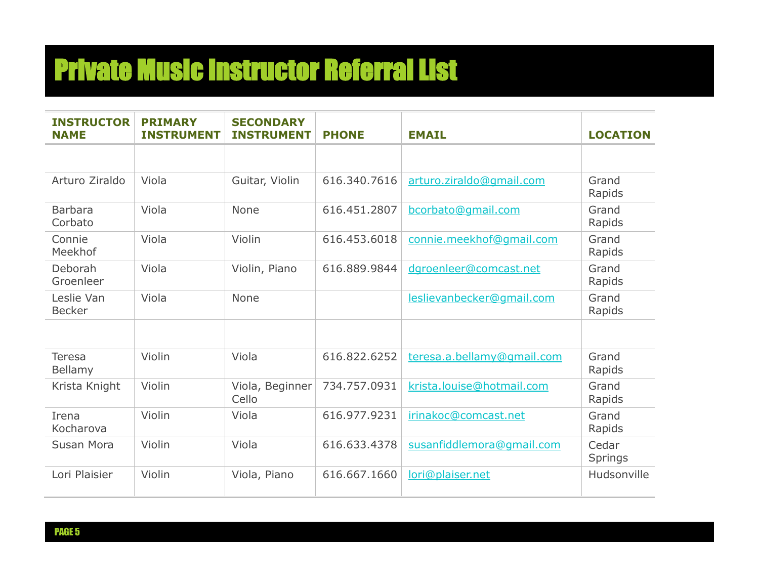# Private Music Instructor Referral List

| INSTRUCTOR NAME | PRIMARY INSTRUMENT | SECONDARY INSTRUMENT | PHONE | EMAIL | LOCATION |
|---|---|---|---|---|---|
| | | | | | |
| Arturo Ziraldo | Viola | Guitar, Violin | 616.340.7616 | arturo.ziraldo@gmail.com | Grand Rapids |
| Barbara Corbato | Viola | None | 616.451.2807 | bcorbato@gmail.com | Grand Rapids |
| Connie Meekhof | Viola | Violin | 616.453.6018 | connie.meekhof@gmail.com | Grand Rapids |
| Deborah Groenleer | Viola | Violin, Piano | 616.889.9844 | dgroenleer@comcast.net | Grand Rapids |
| Leslie Van Becker | Viola | None | | leslievanbecker@gmail.com | Grand Rapids |
| | | | | | |
| Teresa Bellamy | Violin | Viola | 616.822.6252 | teresa.a.bellamy@gmail.com | Grand Rapids |
| Krista Knight | Violin | Viola, Beginner Cello | 734.757.0931 | krista.louise@hotmail.com | Grand Rapids |
| Irena Kocharova | Violin | Viola | 616.977.9231 | irinakoc@comcast.net | Grand Rapids |
| Susan Mora | Violin | Viola | 616.633.4378 | susanfiddlemora@gmail.com | Cedar Springs |
| Lori Plaisier | Violin | Viola, Piano | 616.667.1660 | lori@plaiser.net | Hudsonville |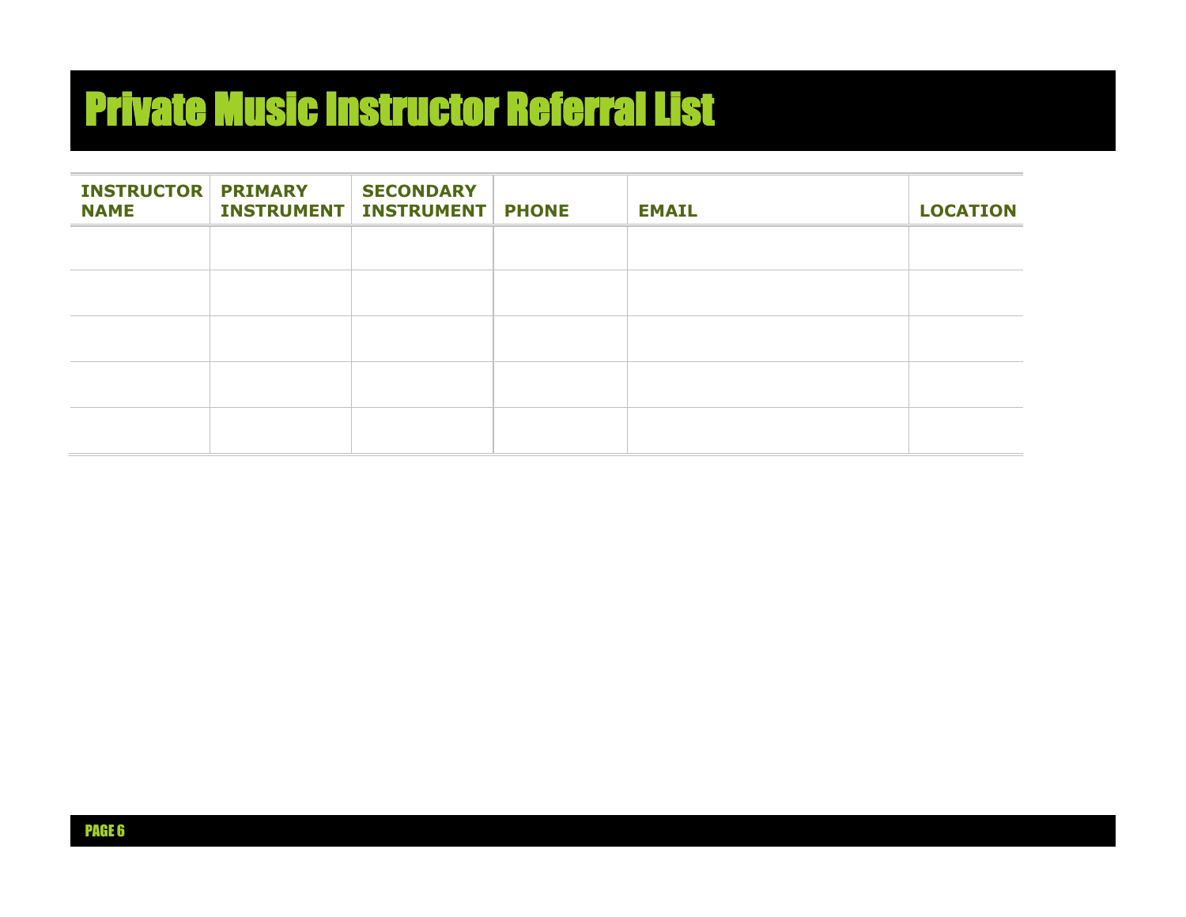# Private Music Instructor Referral List

| INSTRUCTOR NAME | PRIMARY INSTRUMENT | SECONDARY INSTRUMENT | PHONE | EMAIL | LOCATION |
|---|---|---|---|---|---|
| | | | | | |
| | | | | | |
| | | | | | |
| | | | | | |
| | | | | | |